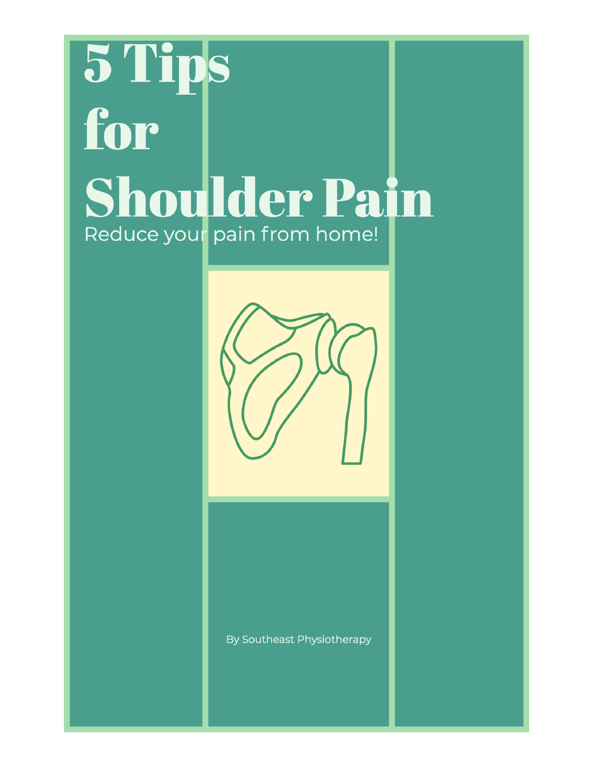# 5 Tips for Shoulder Pain

Reduce your pain from home!

By Southeast Physiotherapy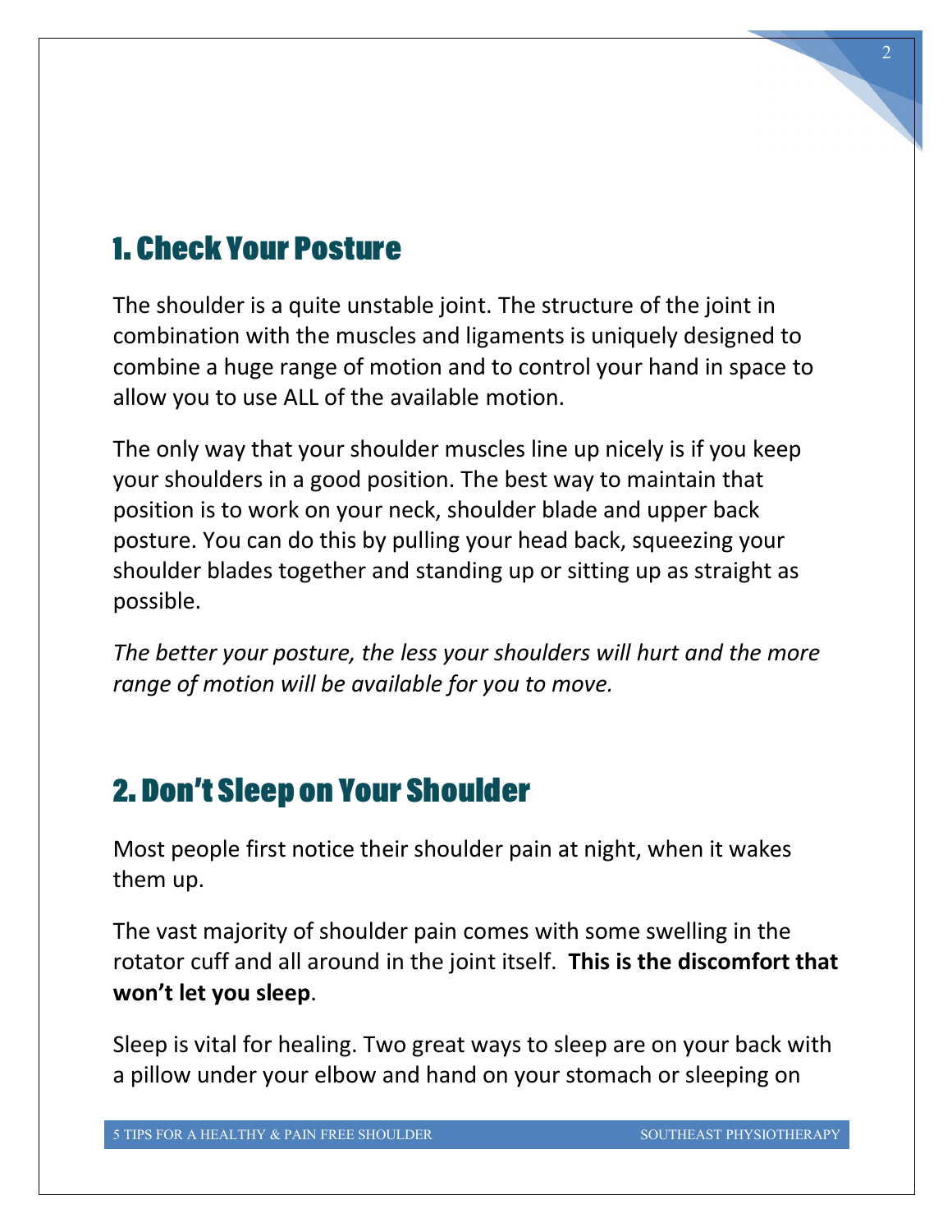## 1. Check Your Posture

The shoulder is a quite unstable joint. The structure of the joint in combination with the muscles and ligaments is uniquely designed to combine a huge range of motion and to control your hand in space to allow you to use ALL of the available motion.

The only way that your shoulder muscles line up nicely is if you keep your shoulders in a good position. The best way to maintain that position is to work on your neck, shoulder blade and upper back posture. You can do this by pulling your head back, squeezing your shoulder blades together and standing up or sitting up as straight as possible.

*The better your posture, the less your shoulders will hurt and the more range of motion will be available for you to move.*

## 2. Don't Sleep on Your Shoulder

Most people first notice their shoulder pain at night, when it wakes them up.

The vast majority of shoulder pain comes with some swelling in the rotator cuff and all around in the joint itself. **This is the discomfort that won't let you sleep**.

Sleep is vital for healing. Two great ways to sleep are on your back with a pillow under your elbow and hand on your stomach or sleeping on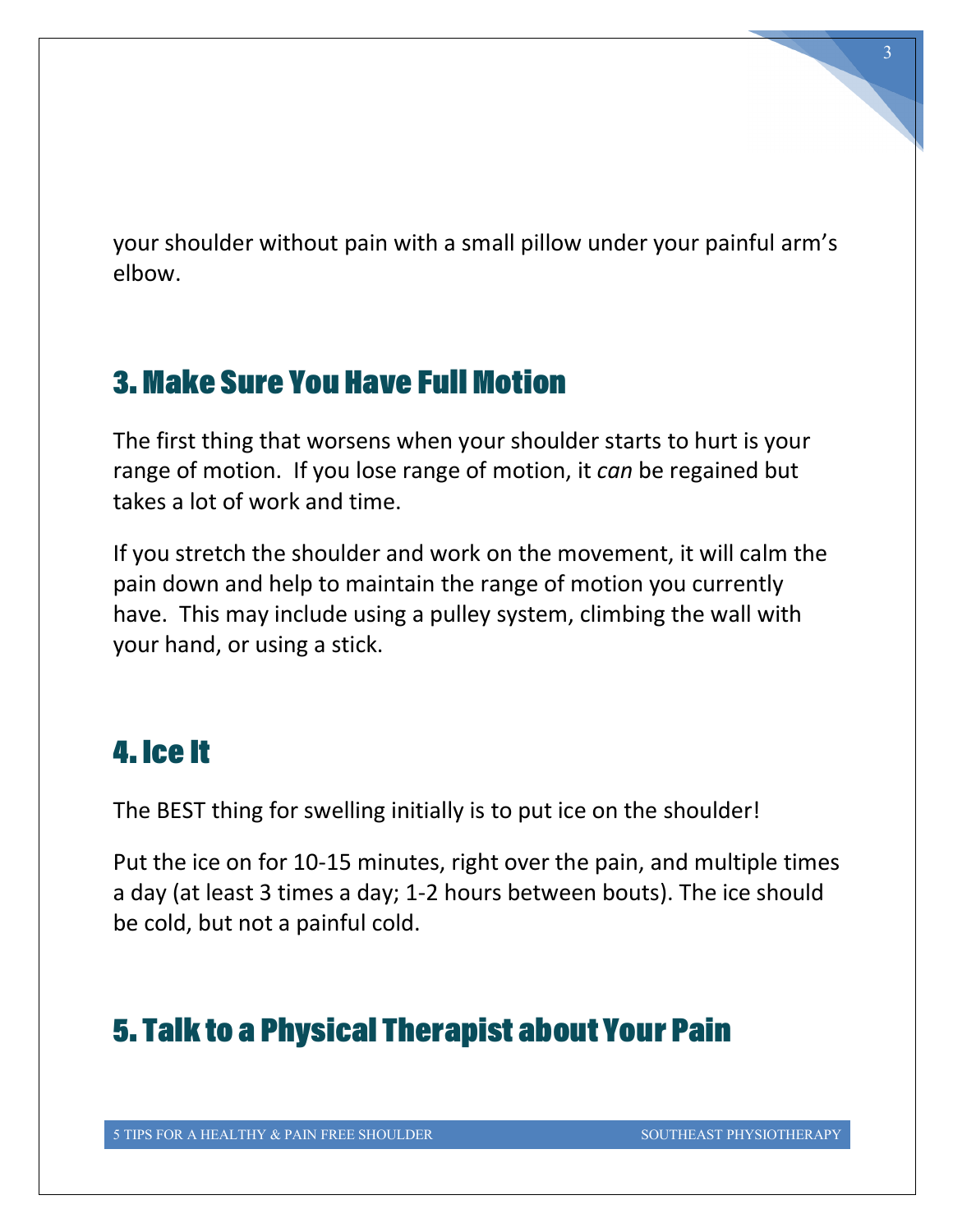your shoulder without pain with a small pillow under your painful arm's elbow.

## 3. Make Sure You Have Full Motion

The first thing that worsens when your shoulder starts to hurt is your range of motion. If you lose range of motion, it *can* be regained but takes a lot of work and time.

If you stretch the shoulder and work on the movement, it will calm the pain down and help to maintain the range of motion you currently have. This may include using a pulley system, climbing the wall with your hand, or using a stick.

## 4. Ice It

The BEST thing for swelling initially is to put ice on the shoulder!

Put the ice on for 10-15 minutes, right over the pain, and multiple times a day (at least 3 times a day; 1-2 hours between bouts). The ice should be cold, but not a painful cold.

## 5. Talk to a Physical Therapist about Your Pain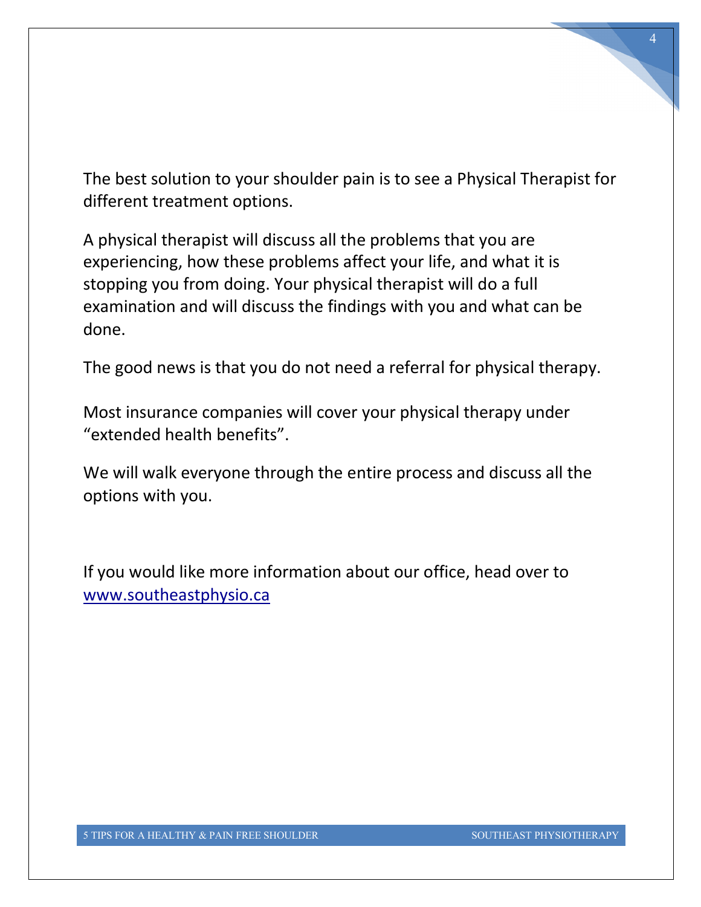The best solution to your shoulder pain is to see a Physical Therapist for different treatment options.

A physical therapist will discuss all the problems that you are experiencing, how these problems affect your life, and what it is stopping you from doing. Your physical therapist will do a full examination and will discuss the findings with you and what can be done.

The good news is that you do not need a referral for physical therapy.

Most insurance companies will cover your physical therapy under "extended health benefits".

We will walk everyone through the entire process and discuss all the options with you.

If you would like more information about our office, head over to [www.southeastphysio.ca](http://www.southeastphysio.ca)